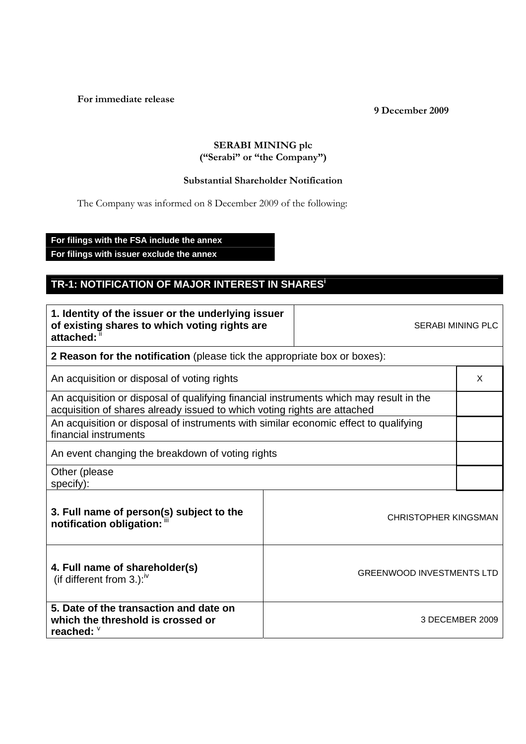**For immediate release**

**9 December 2009**

**SERABI MINING plc**
**("Serabi" or "the Company")**

**Substantial Shareholder Notification**

The Company was informed on 8 December 2009 of the following:

**For filings with the FSA include the annex**
**For filings with issuer exclude the annex**

## TR-1: NOTIFICATION OF MAJOR INTEREST IN SHARES[i]

| | |
|---|---|
| **1. Identity of the issuer or the underlying issuer of existing shares to which voting rights are attached:** [ii] | SERABI MINING PLC |

| **2 Reason for the notification** (please tick the appropriate box or boxes): | |
|---|---|
| An acquisition or disposal of voting rights | X |
| An acquisition or disposal of qualifying financial instruments which may result in the acquisition of shares already issued to which voting rights are attached | |
| An acquisition or disposal of instruments with similar economic effect to qualifying financial instruments | |
| An event changing the breakdown of voting rights | |
| Other (please specify): | |

| | |
|---|---|
| **3. Full name of person(s) subject to the notification obligation:** [iii] | CHRISTOPHER KINGSMAN |
| **4. Full name of shareholder(s)** (if different from 3.):[iv] | GREENWOOD INVESTMENTS LTD |
| **5. Date of the transaction and date on which the threshold is crossed or reached:** [v] | 3 DECEMBER 2009 |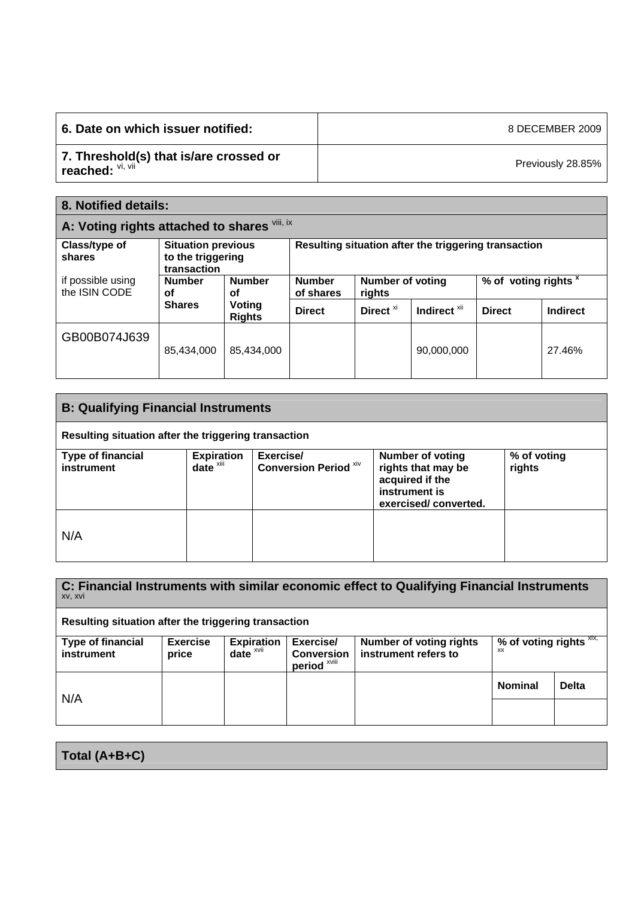| 6. Date on which issuer notified: | 8 DECEMBER 2009 |
| --- | --- |
| 7. Threshold(s) that is/are crossed or reached: [vi, vii] | Previously 28.85% |

**8. Notified details:**

**A: Voting rights attached to shares** [viii, ix]

| Class/type of shares if possible using the ISIN CODE | Situation previous to the triggering transaction | | Resulting situation after the triggering transaction | | | | |
| --- | --- | --- | --- | --- | --- | --- | --- |
| | Number of Shares | Number of Voting Rights | Number of shares | Number of voting rights | | % of voting rights [x] | |
| | | | Direct | Direct [xi] | Indirect [xii] | Direct | Indirect |
| GB00B074J639 | 85,434,000 | 85,434,000 | | | 90,000,000 | | 27.46% |

**B: Qualifying Financial Instruments**

Resulting situation after the triggering transaction

| Type of financial instrument | Expiration date [xiii] | Exercise/ Conversion Period [xiv] | Number of voting rights that may be acquired if the instrument is exercised/ converted. | % of voting rights |
| --- | --- | --- | --- | --- |
| N/A | | | | |

**C: Financial Instruments with similar economic effect to Qualifying Financial Instruments** [xv, xvi]

Resulting situation after the triggering transaction

| Type of financial instrument | Exercise price | Expiration date [xvii] | Exercise/ Conversion period [xviii] | Number of voting rights instrument refers to | % of voting rights [xix, xx] | |
| --- | --- | --- | --- | --- | --- | --- |
| | | | | | Nominal | Delta |
| N/A | | | | | | |

**Total (A+B+C)**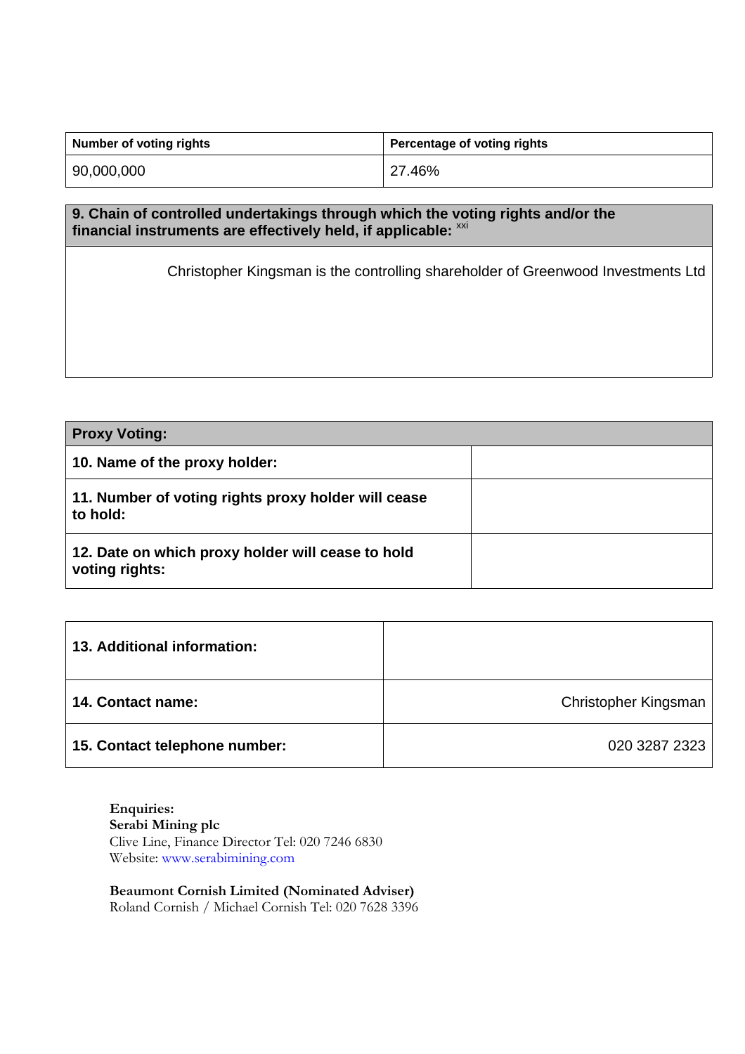| Number of voting rights | Percentage of voting rights |
|---|---|
| 90,000,000 | 27.46% |

| **9. Chain of controlled undertakings through which the voting rights and/or the financial instruments are effectively held, if applicable:** [xxi] |
|---|
| Christopher Kingsman is the controlling shareholder of Greenwood Investments Ltd |

| **Proxy Voting:** | |
|---|---|
| **10. Name of the proxy holder:** | |
| **11. Number of voting rights proxy holder will cease to hold:** | |
| **12. Date on which proxy holder will cease to hold voting rights:** | |

| | |
|---|---|
| **13. Additional information:** | |
| **14. Contact name:** | Christopher Kingsman |
| **15. Contact telephone number:** | 020 3287 2323 |

**Enquiries:**
**Serabi Mining plc**
Clive Line, Finance Director Tel: 020 7246 6830
Website: www.serabimining.com

**Beaumont Cornish Limited (Nominated Adviser)**
Roland Cornish / Michael Cornish Tel: 020 7628 3396